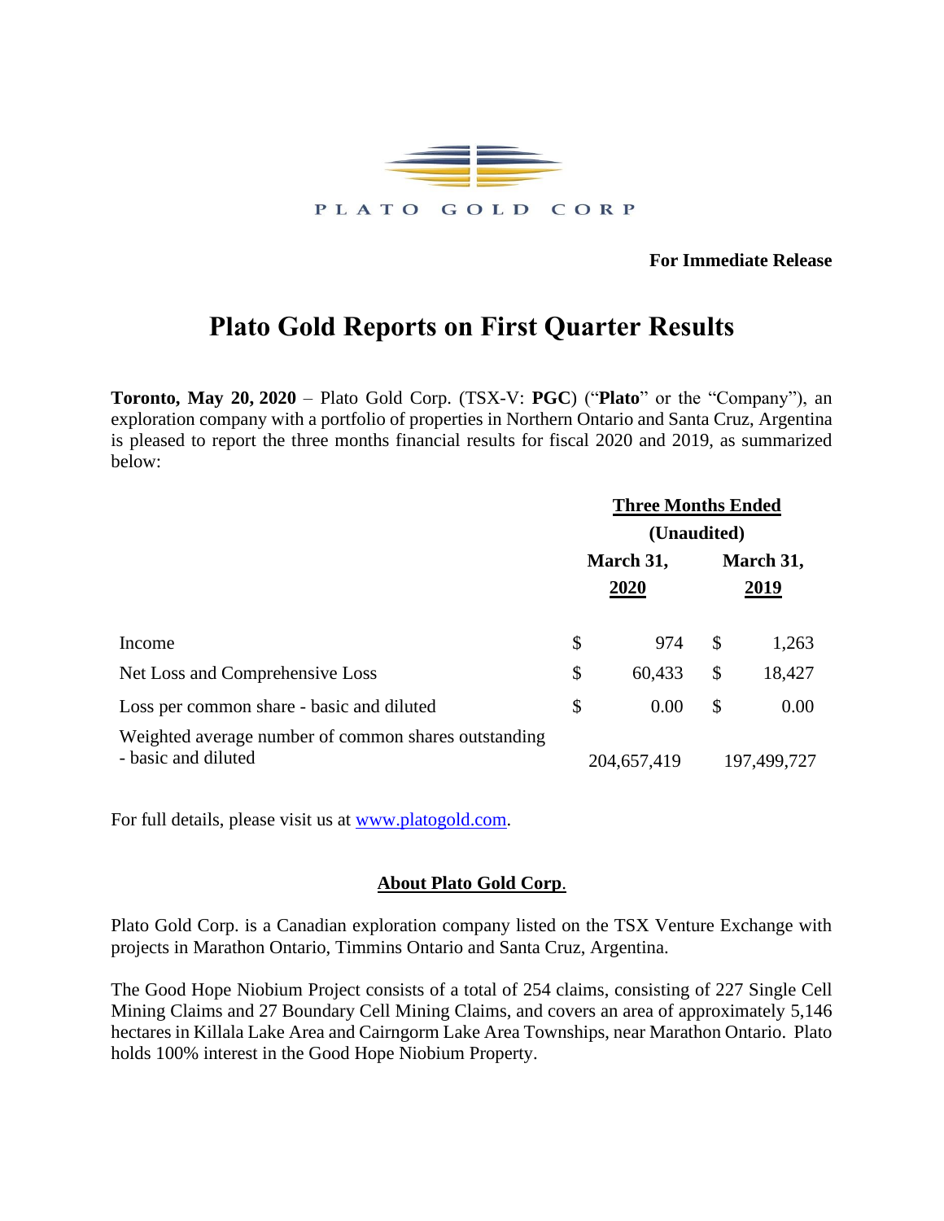PLATO GOLD CORP

**For Immediate Release**

# Plato Gold Reports on First Quarter Results

**Toronto, May 20, 2020** – Plato Gold Corp. (TSX-V: **PGC**) ("**Plato**" or the "Company"), an exploration company with a portfolio of properties in Northern Ontario and Santa Cruz, Argentina is pleased to report the three months financial results for fiscal 2020 and 2019, as summarized below:

| | Three Months Ended (Unaudited) | |
|---|---|---|
| | March 31, 2020 | March 31, 2019 |
| Income | $ 974 | $ 1,263 |
| Net Loss and Comprehensive Loss | $ 60,433 | $ 18,427 |
| Loss per common share - basic and diluted | $ 0.00 | $ 0.00 |
| Weighted average number of common shares outstanding - basic and diluted | 204,657,419 | 197,499,727 |

For full details, please visit us at www.platogold.com.

## About Plato Gold Corp.

Plato Gold Corp. is a Canadian exploration company listed on the TSX Venture Exchange with projects in Marathon Ontario, Timmins Ontario and Santa Cruz, Argentina.

The Good Hope Niobium Project consists of a total of 254 claims, consisting of 227 Single Cell Mining Claims and 27 Boundary Cell Mining Claims, and covers an area of approximately 5,146 hectares in Killala Lake Area and Cairngorm Lake Area Townships, near Marathon Ontario. Plato holds 100% interest in the Good Hope Niobium Property.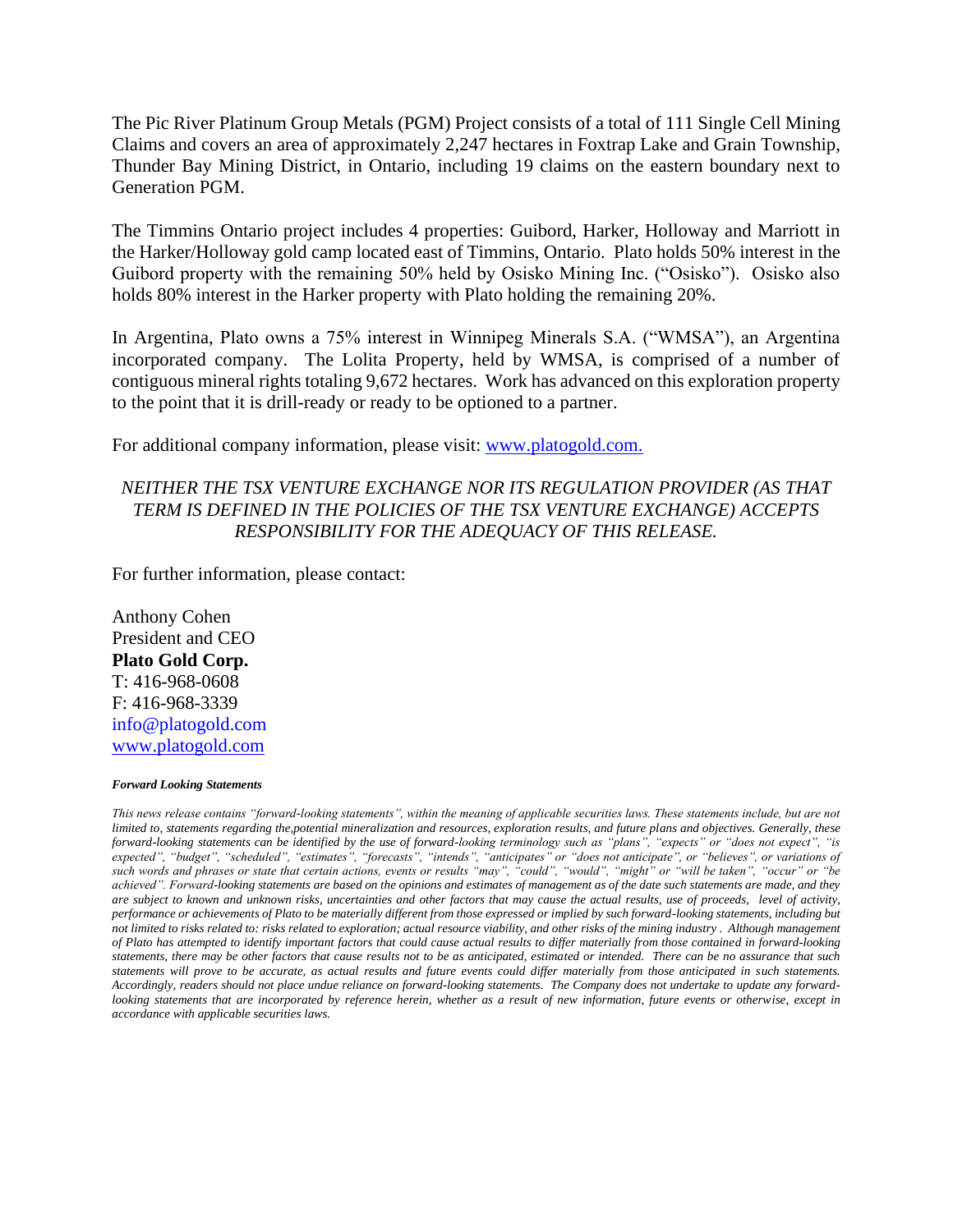The Pic River Platinum Group Metals (PGM) Project consists of a total of 111 Single Cell Mining Claims and covers an area of approximately 2,247 hectares in Foxtrap Lake and Grain Township, Thunder Bay Mining District, in Ontario, including 19 claims on the eastern boundary next to Generation PGM.

The Timmins Ontario project includes 4 properties: Guibord, Harker, Holloway and Marriott in the Harker/Holloway gold camp located east of Timmins, Ontario. Plato holds 50% interest in the Guibord property with the remaining 50% held by Osisko Mining Inc. ("Osisko"). Osisko also holds 80% interest in the Harker property with Plato holding the remaining 20%.

In Argentina, Plato owns a 75% interest in Winnipeg Minerals S.A. ("WMSA"), an Argentina incorporated company. The Lolita Property, held by WMSA, is comprised of a number of contiguous mineral rights totaling 9,672 hectares. Work has advanced on this exploration property to the point that it is drill-ready or ready to be optioned to a partner.

For additional company information, please visit: [www.platogold.com.](http://www.platogold.com)

*NEITHER THE TSX VENTURE EXCHANGE NOR ITS REGULATION PROVIDER (AS THAT TERM IS DEFINED IN THE POLICIES OF THE TSX VENTURE EXCHANGE) ACCEPTS RESPONSIBILITY FOR THE ADEQUACY OF THIS RELEASE.*

For further information, please contact:

Anthony Cohen
President and CEO
**Plato Gold Corp.**
T: 416-968-0608
F: 416-968-3339
info@platogold.com
[www.platogold.com](http://www.platogold.com)

***Forward Looking Statements***

*This news release contains "forward-looking statements", within the meaning of applicable securities laws. These statements include, but are not limited to, statements regarding the,potential mineralization and resources, exploration results, and future plans and objectives. Generally, these forward-looking statements can be identified by the use of forward-looking terminology such as "plans", "expects" or "does not expect", "is expected", "budget", "scheduled", "estimates", "forecasts", "intends", "anticipates" or "does not anticipate", or "believes", or variations of such words and phrases or state that certain actions, events or results "may", "could", "would", "might" or "will be taken", "occur" or "be achieved". Forward-looking statements are based on the opinions and estimates of management as of the date such statements are made, and they are subject to known and unknown risks, uncertainties and other factors that may cause the actual results, use of proceeds, level of activity, performance or achievements of Plato to be materially different from those expressed or implied by such forward-looking statements, including but not limited to risks related to: risks related to exploration; actual resource viability, and other risks of the mining industry . Although management of Plato has attempted to identify important factors that could cause actual results to differ materially from those contained in forward-looking statements, there may be other factors that cause results not to be as anticipated, estimated or intended. There can be no assurance that such statements will prove to be accurate, as actual results and future events could differ materially from those anticipated in such statements. Accordingly, readers should not place undue reliance on forward-looking statements. The Company does not undertake to update any forward-looking statements that are incorporated by reference herein, whether as a result of new information, future events or otherwise, except in accordance with applicable securities laws.*